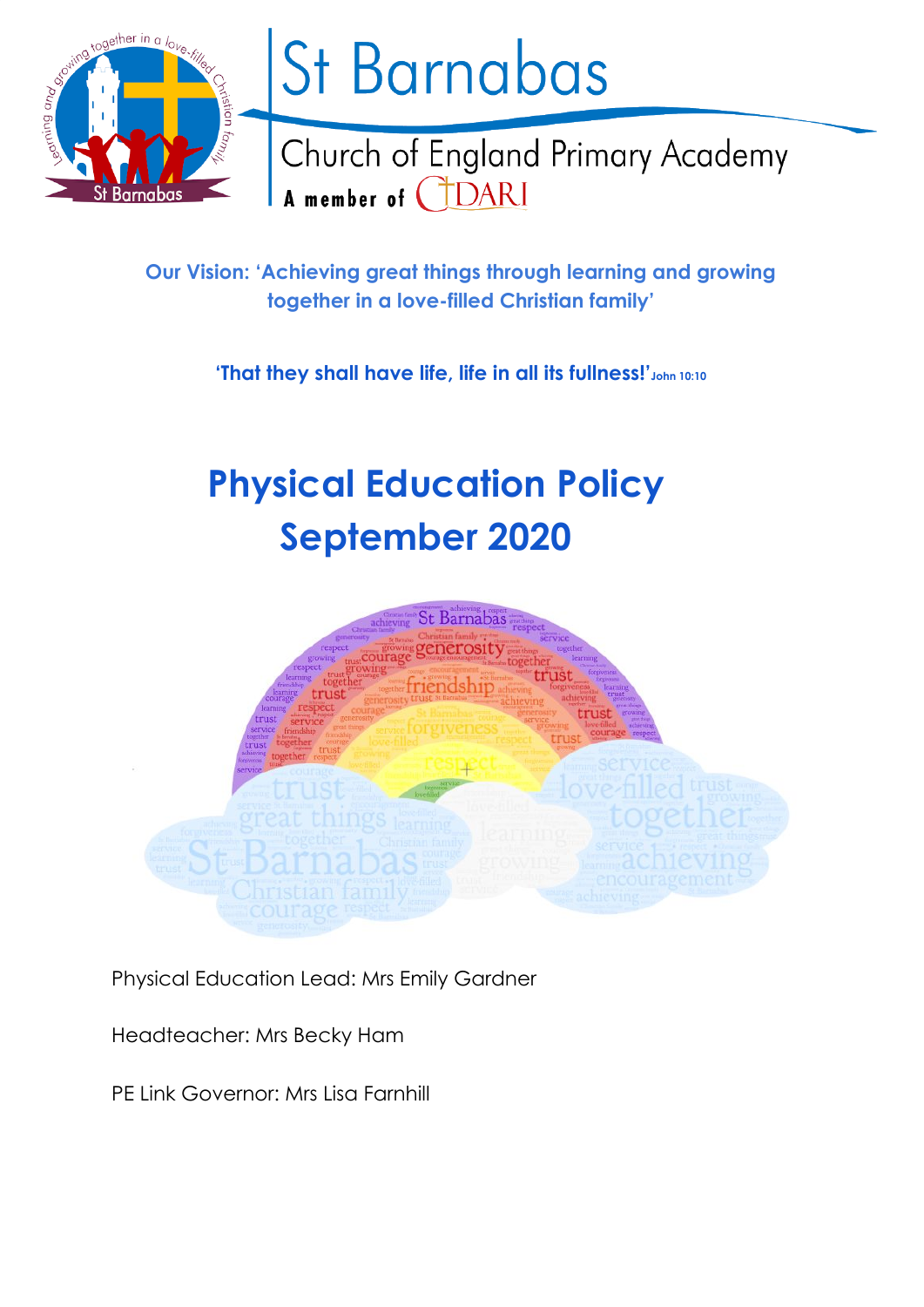# St Barnabas

## Church of England Primary Academy

A member of DARI

**Our Vision: 'Achieving great things through learning and growing together in a love-filled Christian family'**

**'That they shall have life, life in all its fullness!'** John 10:10

# Physical Education Policy
# September 2020

Physical Education Lead: Mrs Emily Gardner

Headteacher: Mrs Becky Ham

PE Link Governor: Mrs Lisa Farnhill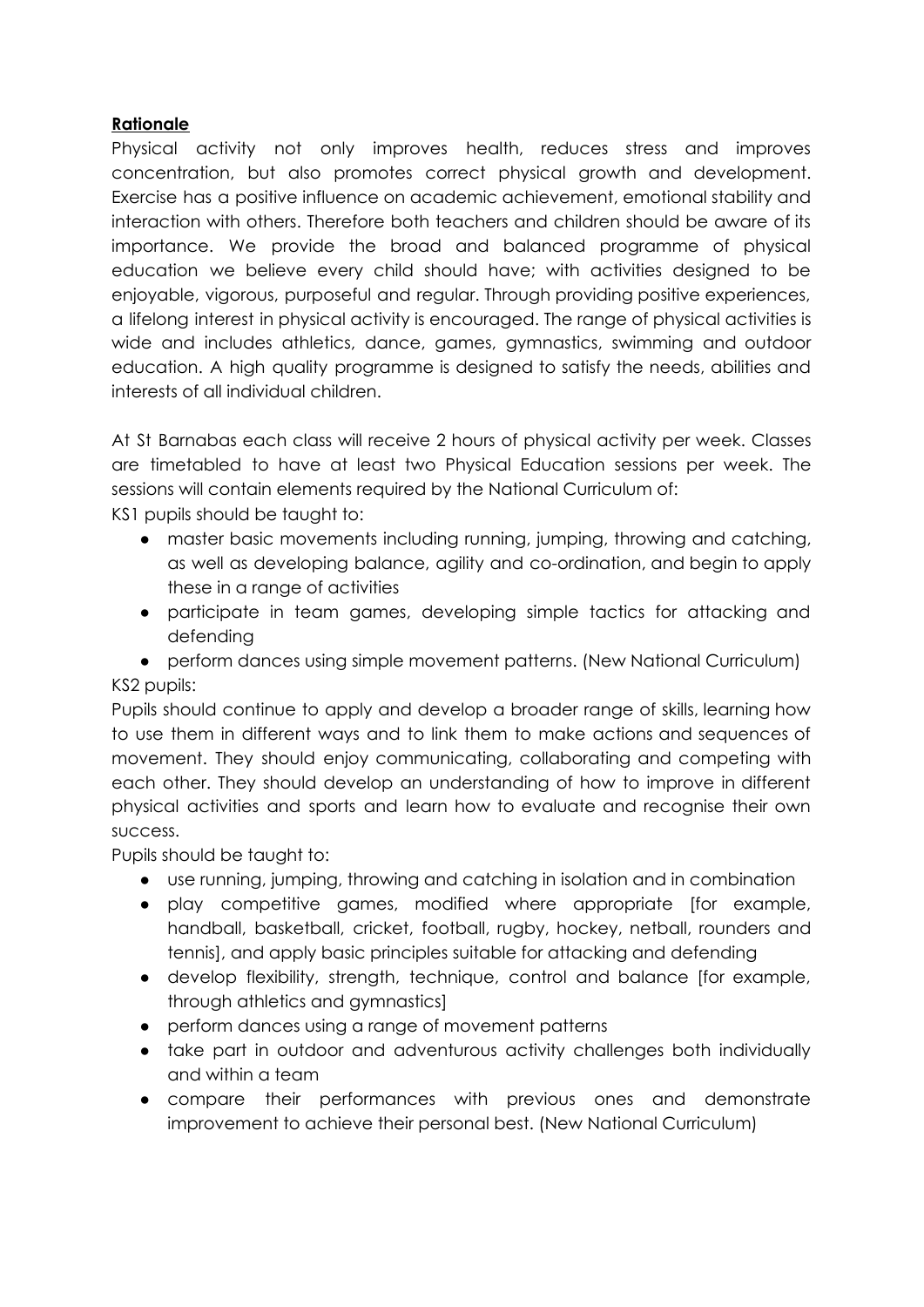## Rationale

Physical activity not only improves health, reduces stress and improves concentration, but also promotes correct physical growth and development. Exercise has a positive influence on academic achievement, emotional stability and interaction with others. Therefore both teachers and children should be aware of its importance. We provide the broad and balanced programme of physical education we believe every child should have; with activities designed to be enjoyable, vigorous, purposeful and regular. Through providing positive experiences, a lifelong interest in physical activity is encouraged. The range of physical activities is wide and includes athletics, dance, games, gymnastics, swimming and outdoor education. A high quality programme is designed to satisfy the needs, abilities and interests of all individual children.

At St Barnabas each class will receive 2 hours of physical activity per week. Classes are timetabled to have at least two Physical Education sessions per week. The sessions will contain elements required by the National Curriculum of:

KS1 pupils should be taught to:

- master basic movements including running, jumping, throwing and catching, as well as developing balance, agility and co-ordination, and begin to apply these in a range of activities
- participate in team games, developing simple tactics for attacking and defending
- perform dances using simple movement patterns. (New National Curriculum)

KS2 pupils:

Pupils should continue to apply and develop a broader range of skills, learning how to use them in different ways and to link them to make actions and sequences of movement. They should enjoy communicating, collaborating and competing with each other. They should develop an understanding of how to improve in different physical activities and sports and learn how to evaluate and recognise their own success.

Pupils should be taught to:

- use running, jumping, throwing and catching in isolation and in combination
- play competitive games, modified where appropriate [for example, handball, basketball, cricket, football, rugby, hockey, netball, rounders and tennis], and apply basic principles suitable for attacking and defending
- develop flexibility, strength, technique, control and balance [for example, through athletics and gymnastics]
- perform dances using a range of movement patterns
- take part in outdoor and adventurous activity challenges both individually and within a team
- compare their performances with previous ones and demonstrate improvement to achieve their personal best. (New National Curriculum)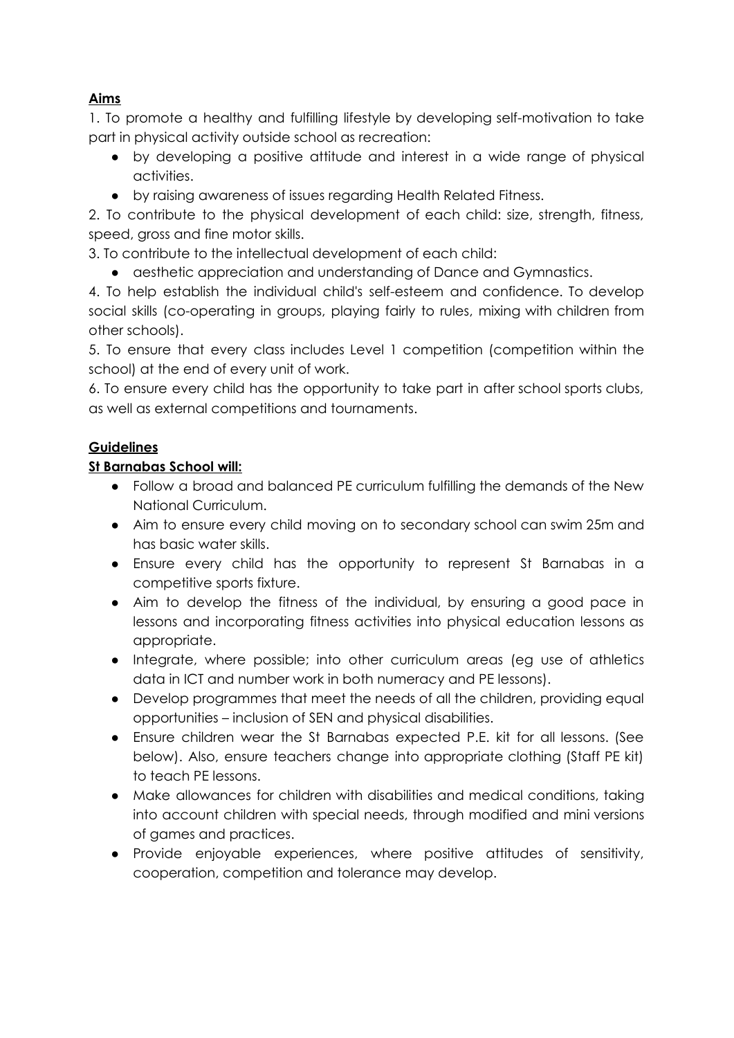**Aims**

1. To promote a healthy and fulfilling lifestyle by developing self-motivation to take part in physical activity outside school as recreation:
   - by developing a positive attitude and interest in a wide range of physical activities.
   - by raising awareness of issues regarding Health Related Fitness.
2. To contribute to the physical development of each child: size, strength, fitness, speed, gross and fine motor skills.
3. To contribute to the intellectual development of each child:
   - aesthetic appreciation and understanding of Dance and Gymnastics.
4. To help establish the individual child's self-esteem and confidence. To develop social skills (co-operating in groups, playing fairly to rules, mixing with children from other schools).
5. To ensure that every class includes Level 1 competition (competition within the school) at the end of every unit of work.
6. To ensure every child has the opportunity to take part in after school sports clubs, as well as external competitions and tournaments.

**Guidelines**

**St Barnabas School will:**

- Follow a broad and balanced PE curriculum fulfilling the demands of the New National Curriculum.
- Aim to ensure every child moving on to secondary school can swim 25m and has basic water skills.
- Ensure every child has the opportunity to represent St Barnabas in a competitive sports fixture.
- Aim to develop the fitness of the individual, by ensuring a good pace in lessons and incorporating fitness activities into physical education lessons as appropriate.
- Integrate, where possible; into other curriculum areas (eg use of athletics data in ICT and number work in both numeracy and PE lessons).
- Develop programmes that meet the needs of all the children, providing equal opportunities – inclusion of SEN and physical disabilities.
- Ensure children wear the St Barnabas expected P.E. kit for all lessons. (See below). Also, ensure teachers change into appropriate clothing (Staff PE kit) to teach PE lessons.
- Make allowances for children with disabilities and medical conditions, taking into account children with special needs, through modified and mini versions of games and practices.
- Provide enjoyable experiences, where positive attitudes of sensitivity, cooperation, competition and tolerance may develop.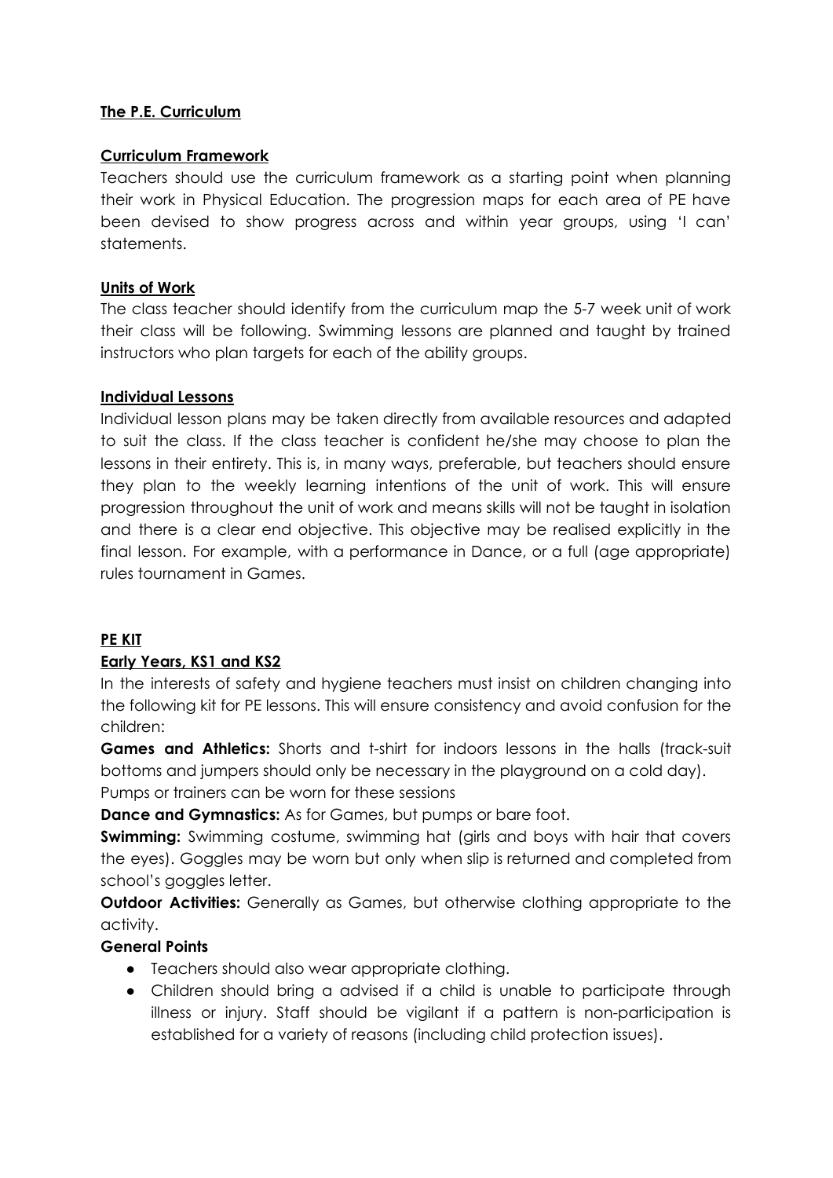## The P.E. Curriculum

### Curriculum Framework

Teachers should use the curriculum framework as a starting point when planning their work in Physical Education. The progression maps for each area of PE have been devised to show progress across and within year groups, using 'I can' statements.

### Units of Work

The class teacher should identify from the curriculum map the 5-7 week unit of work their class will be following. Swimming lessons are planned and taught by trained instructors who plan targets for each of the ability groups.

### Individual Lessons

Individual lesson plans may be taken directly from available resources and adapted to suit the class. If the class teacher is confident he/she may choose to plan the lessons in their entirety. This is, in many ways, preferable, but teachers should ensure they plan to the weekly learning intentions of the unit of work. This will ensure progression throughout the unit of work and means skills will not be taught in isolation and there is a clear end objective. This objective may be realised explicitly in the final lesson. For example, with a performance in Dance, or a full (age appropriate) rules tournament in Games.

## PE KIT

### Early Years, KS1 and KS2

In the interests of safety and hygiene teachers must insist on children changing into the following kit for PE lessons. This will ensure consistency and avoid confusion for the children:

**Games and Athletics:** Shorts and t-shirt for indoors lessons in the halls (track-suit bottoms and jumpers should only be necessary in the playground on a cold day). Pumps or trainers can be worn for these sessions

**Dance and Gymnastics:** As for Games, but pumps or bare foot.

**Swimming:** Swimming costume, swimming hat (girls and boys with hair that covers the eyes). Goggles may be worn but only when slip is returned and completed from school's goggles letter.

**Outdoor Activities:** Generally as Games, but otherwise clothing appropriate to the activity.

**General Points**

- Teachers should also wear appropriate clothing.
- Children should bring a advised if a child is unable to participate through illness or injury. Staff should be vigilant if a pattern is non-participation is established for a variety of reasons (including child protection issues).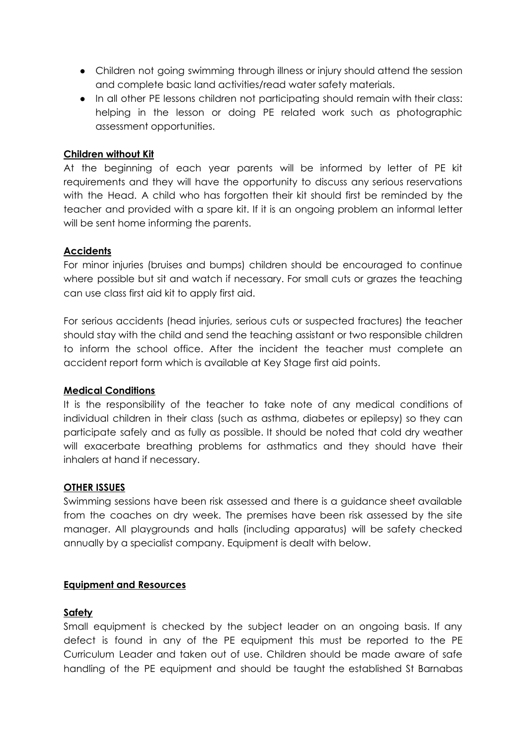- Children not going swimming through illness or injury should attend the session and complete basic land activities/read water safety materials.
- In all other PE lessons children not participating should remain with their class: helping in the lesson or doing PE related work such as photographic assessment opportunities.

**Children without Kit**

At the beginning of each year parents will be informed by letter of PE kit requirements and they will have the opportunity to discuss any serious reservations with the Head. A child who has forgotten their kit should first be reminded by the teacher and provided with a spare kit. If it is an ongoing problem an informal letter will be sent home informing the parents.

**Accidents**

For minor injuries (bruises and bumps) children should be encouraged to continue where possible but sit and watch if necessary. For small cuts or grazes the teaching can use class first aid kit to apply first aid.

For serious accidents (head injuries, serious cuts or suspected fractures) the teacher should stay with the child and send the teaching assistant or two responsible children to inform the school office. After the incident the teacher must complete an accident report form which is available at Key Stage first aid points.

**Medical Conditions**

It is the responsibility of the teacher to take note of any medical conditions of individual children in their class (such as asthma, diabetes or epilepsy) so they can participate safely and as fully as possible. It should be noted that cold dry weather will exacerbate breathing problems for asthmatics and they should have their inhalers at hand if necessary.

**OTHER ISSUES**

Swimming sessions have been risk assessed and there is a guidance sheet available from the coaches on dry week. The premises have been risk assessed by the site manager. All playgrounds and halls (including apparatus) will be safety checked annually by a specialist company. Equipment is dealt with below.

## **Equipment and Resources**

**Safety**

Small equipment is checked by the subject leader on an ongoing basis. If any defect is found in any of the PE equipment this must be reported to the PE Curriculum Leader and taken out of use. Children should be made aware of safe handling of the PE equipment and should be taught the established St Barnabas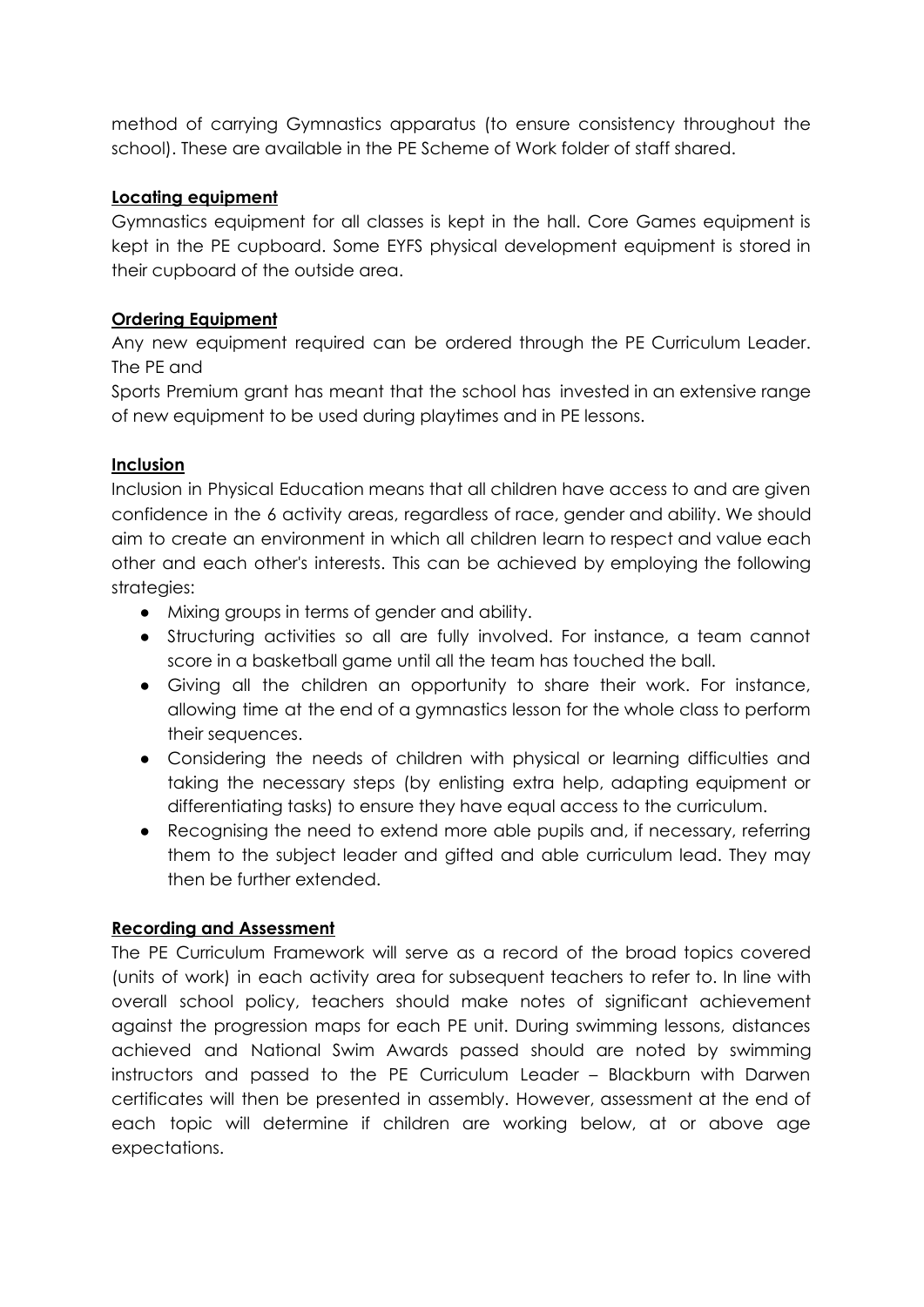method of carrying Gymnastics apparatus (to ensure consistency throughout the school). These are available in the PE Scheme of Work folder of staff shared.

**Locating equipment**

Gymnastics equipment for all classes is kept in the hall. Core Games equipment is kept in the PE cupboard. Some EYFS physical development equipment is stored in their cupboard of the outside area.

**Ordering Equipment**

Any new equipment required can be ordered through the PE Curriculum Leader. The PE and

Sports Premium grant has meant that the school has invested in an extensive range of new equipment to be used during playtimes and in PE lessons.

**Inclusion**

Inclusion in Physical Education means that all children have access to and are given confidence in the 6 activity areas, regardless of race, gender and ability. We should aim to create an environment in which all children learn to respect and value each other and each other's interests. This can be achieved by employing the following strategies:

- Mixing groups in terms of gender and ability.
- Structuring activities so all are fully involved. For instance, a team cannot score in a basketball game until all the team has touched the ball.
- Giving all the children an opportunity to share their work. For instance, allowing time at the end of a gymnastics lesson for the whole class to perform their sequences.
- Considering the needs of children with physical or learning difficulties and taking the necessary steps (by enlisting extra help, adapting equipment or differentiating tasks) to ensure they have equal access to the curriculum.
- Recognising the need to extend more able pupils and, if necessary, referring them to the subject leader and gifted and able curriculum lead. They may then be further extended.

**Recording and Assessment**

The PE Curriculum Framework will serve as a record of the broad topics covered (units of work) in each activity area for subsequent teachers to refer to. In line with overall school policy, teachers should make notes of significant achievement against the progression maps for each PE unit. During swimming lessons, distances achieved and National Swim Awards passed should are noted by swimming instructors and passed to the PE Curriculum Leader – Blackburn with Darwen certificates will then be presented in assembly. However, assessment at the end of each topic will determine if children are working below, at or above age expectations.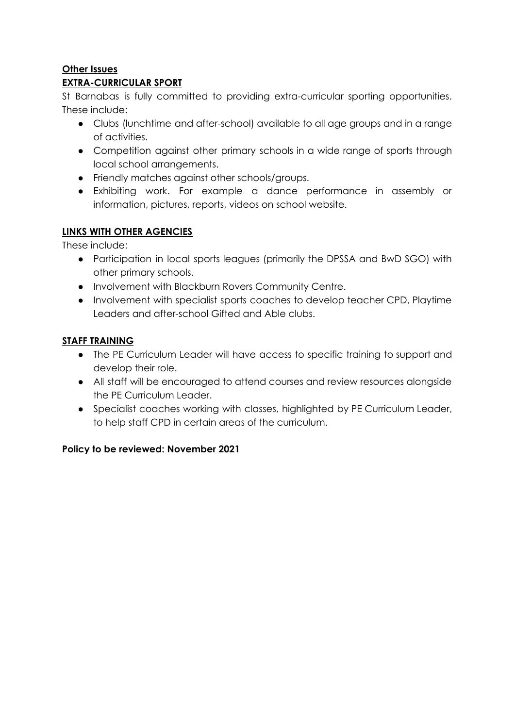## Other Issues

### EXTRA-CURRICULAR SPORT

St Barnabas is fully committed to providing extra-curricular sporting opportunities. These include:

- Clubs (lunchtime and after-school) available to all age groups and in a range of activities.
- Competition against other primary schools in a wide range of sports through local school arrangements.
- Friendly matches against other schools/groups.
- Exhibiting work. For example a dance performance in assembly or information, pictures, reports, videos on school website.

### LINKS WITH OTHER AGENCIES

These include:

- Participation in local sports leagues (primarily the DPSSA and BwD SGO) with other primary schools.
- Involvement with Blackburn Rovers Community Centre.
- Involvement with specialist sports coaches to develop teacher CPD, Playtime Leaders and after-school Gifted and Able clubs.

### STAFF TRAINING

- The PE Curriculum Leader will have access to specific training to support and develop their role.
- All staff will be encouraged to attend courses and review resources alongside the PE Curriculum Leader.
- Specialist coaches working with classes, highlighted by PE Curriculum Leader, to help staff CPD in certain areas of the curriculum.

**Policy to be reviewed: November 2021**